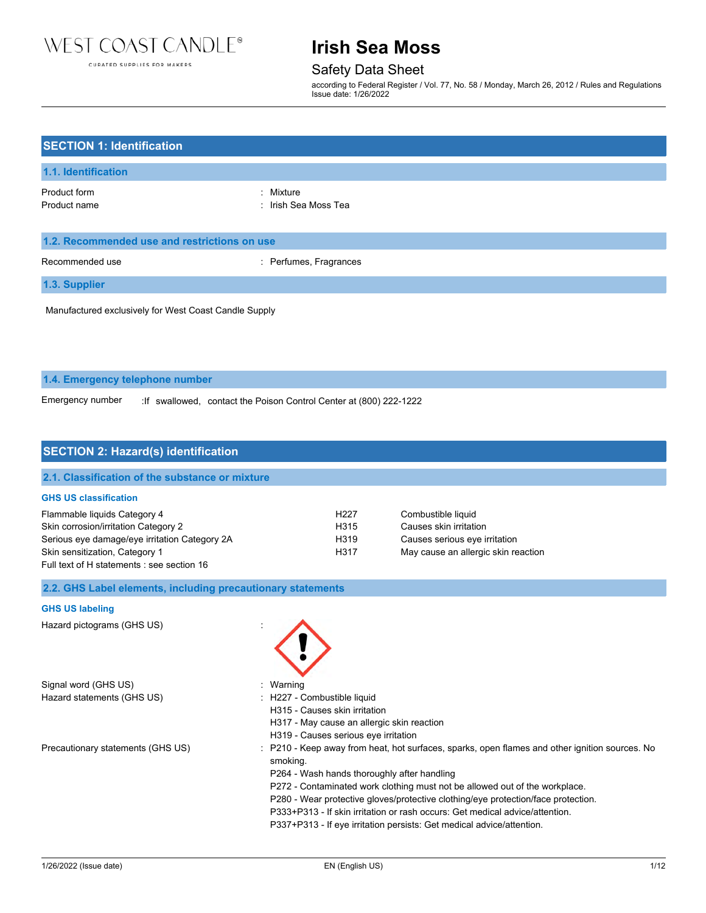# Irish Sea Moss

## Safety Data Sheet

according to Federal Register / Vol. 77, No. 58 / Monday, March 26, 2012 / Rules and Regulations
Issue date: 1/26/2022

## SECTION 1: Identification

### 1.1. Identification

Product form : Mixture
Product name : Irish Sea Moss Tea

### 1.2. Recommended use and restrictions on use

Recommended use : Perfumes, Fragrances

### 1.3. Supplier

Manufactured exclusively for West Coast Candle Supply

### 1.4. Emergency telephone number

Emergency number :If swallowed, contact the Poison Control Center at (800) 222-1222

## SECTION 2: Hazard(s) identification

### 2.1. Classification of the substance or mixture

**GHS US classification**

| | | |
|---|---|---|
| Flammable liquids Category 4 | H227 | Combustible liquid |
| Skin corrosion/irritation Category 2 | H315 | Causes skin irritation |
| Serious eye damage/eye irritation Category 2A | H319 | Causes serious eye irritation |
| Skin sensitization, Category 1 | H317 | May cause an allergic skin reaction |

Full text of H statements : see section 16

### 2.2. GHS Label elements, including precautionary statements

**GHS US labeling**

Hazard pictograms (GHS US) :

Signal word (GHS US) : Warning

Hazard statements (GHS US) :
H227 - Combustible liquid
H315 - Causes skin irritation
H317 - May cause an allergic skin reaction
H319 - Causes serious eye irritation

Precautionary statements (GHS US) :
P210 - Keep away from heat, hot surfaces, sparks, open flames and other ignition sources. No smoking.
P264 - Wash hands thoroughly after handling
P272 - Contaminated work clothing must not be allowed out of the workplace.
P280 - Wear protective gloves/protective clothing/eye protection/face protection.
P333+P313 - If skin irritation or rash occurs: Get medical advice/attention.
P337+P313 - If eye irritation persists: Get medical advice/attention.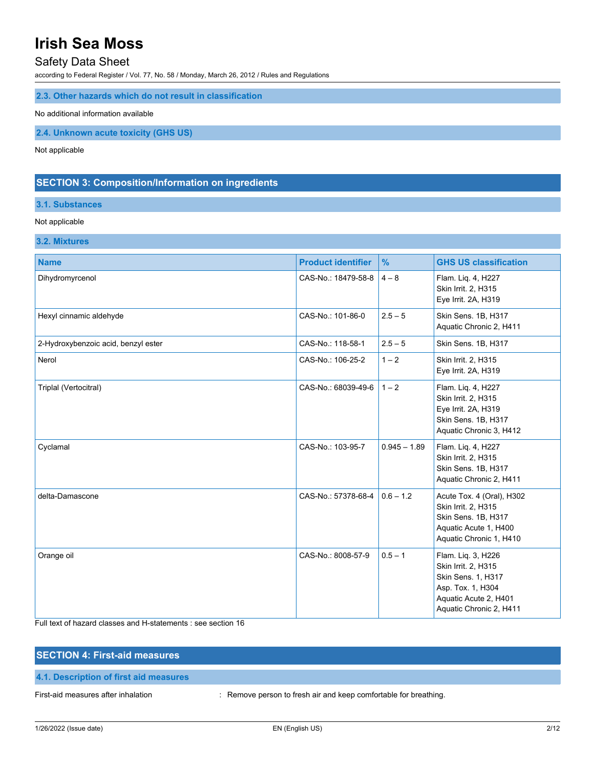### 2.3. Other hazards which do not result in classification

No additional information available

### 2.4. Unknown acute toxicity (GHS US)

Not applicable

## SECTION 3: Composition/Information on ingredients

### 3.1. Substances

Not applicable

### 3.2. Mixtures

| Name | Product identifier | % | GHS US classification |
|---|---|---|---|
| Dihydromyrcenol | CAS-No.: 18479-58-8 | 4 – 8 | Flam. Liq. 4, H227<br>Skin Irrit. 2, H315<br>Eye Irrit. 2A, H319 |
| Hexyl cinnamic aldehyde | CAS-No.: 101-86-0 | 2.5 – 5 | Skin Sens. 1B, H317<br>Aquatic Chronic 2, H411 |
| 2-Hydroxybenzoic acid, benzyl ester | CAS-No.: 118-58-1 | 2.5 – 5 | Skin Sens. 1B, H317 |
| Nerol | CAS-No.: 106-25-2 | 1 – 2 | Skin Irrit. 2, H315<br>Eye Irrit. 2A, H319 |
| Triplal (Vertocitral) | CAS-No.: 68039-49-6 | 1 – 2 | Flam. Liq. 4, H227<br>Skin Irrit. 2, H315<br>Eye Irrit. 2A, H319<br>Skin Sens. 1B, H317<br>Aquatic Chronic 3, H412 |
| Cyclamal | CAS-No.: 103-95-7 | 0.945 – 1.89 | Flam. Liq. 4, H227<br>Skin Irrit. 2, H315<br>Skin Sens. 1B, H317<br>Aquatic Chronic 2, H411 |
| delta-Damascone | CAS-No.: 57378-68-4 | 0.6 – 1.2 | Acute Tox. 4 (Oral), H302<br>Skin Irrit. 2, H315<br>Skin Sens. 1B, H317<br>Aquatic Acute 1, H400<br>Aquatic Chronic 1, H410 |
| Orange oil | CAS-No.: 8008-57-9 | 0.5 – 1 | Flam. Liq. 3, H226<br>Skin Irrit. 2, H315<br>Skin Sens. 1, H317<br>Asp. Tox. 1, H304<br>Aquatic Acute 2, H401<br>Aquatic Chronic 2, H411 |

Full text of hazard classes and H-statements : see section 16

## SECTION 4: First-aid measures

### 4.1. Description of first aid measures

First-aid measures after inhalation : Remove person to fresh air and keep comfortable for breathing.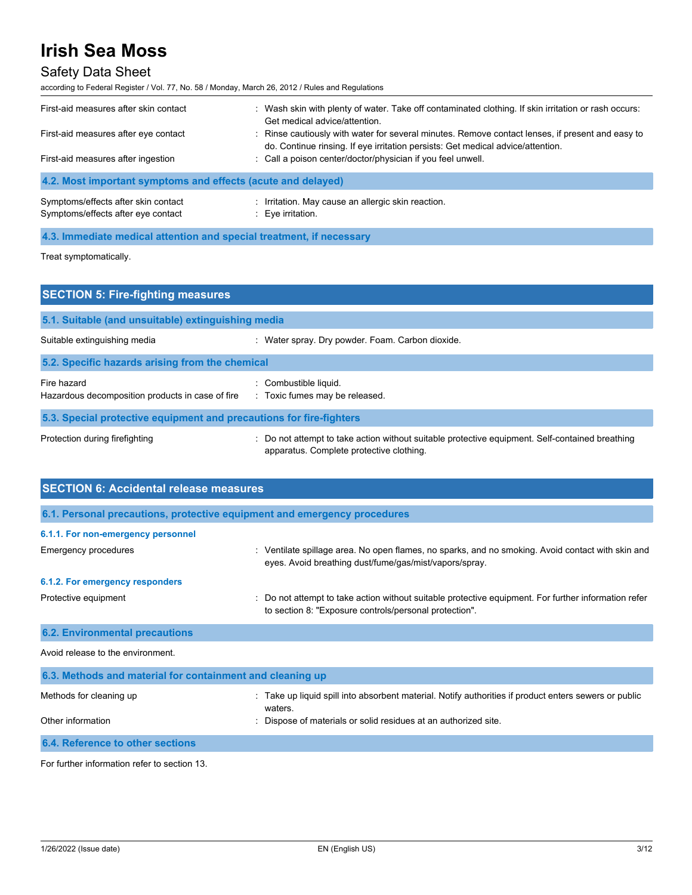First-aid measures after skin contact : Wash skin with plenty of water. Take off contaminated clothing. If skin irritation or rash occurs: Get medical advice/attention.

First-aid measures after eye contact : Rinse cautiously with water for several minutes. Remove contact lenses, if present and easy to do. Continue rinsing. If eye irritation persists: Get medical advice/attention.

First-aid measures after ingestion : Call a poison center/doctor/physician if you feel unwell.

### 4.2. Most important symptoms and effects (acute and delayed)

Symptoms/effects after skin contact : Irritation. May cause an allergic skin reaction.

Symptoms/effects after eye contact : Eye irritation.

### 4.3. Immediate medical attention and special treatment, if necessary

Treat symptomatically.

## SECTION 5: Fire-fighting measures

### 5.1. Suitable (and unsuitable) extinguishing media

Suitable extinguishing media : Water spray. Dry powder. Foam. Carbon dioxide.

### 5.2. Specific hazards arising from the chemical

Fire hazard : Combustible liquid.

Hazardous decomposition products in case of fire : Toxic fumes may be released.

### 5.3. Special protective equipment and precautions for fire-fighters

Protection during firefighting : Do not attempt to take action without suitable protective equipment. Self-contained breathing apparatus. Complete protective clothing.

## SECTION 6: Accidental release measures

### 6.1. Personal precautions, protective equipment and emergency procedures

#### 6.1.1. For non-emergency personnel

Emergency procedures : Ventilate spillage area. No open flames, no sparks, and no smoking. Avoid contact with skin and eyes. Avoid breathing dust/fume/gas/mist/vapors/spray.

#### 6.1.2. For emergency responders

Protective equipment : Do not attempt to take action without suitable protective equipment. For further information refer to section 8: "Exposure controls/personal protection".

### 6.2. Environmental precautions

Avoid release to the environment.

### 6.3. Methods and material for containment and cleaning up

Methods for cleaning up : Take up liquid spill into absorbent material. Notify authorities if product enters sewers or public waters.

Other information : Dispose of materials or solid residues at an authorized site.

### 6.4. Reference to other sections

For further information refer to section 13.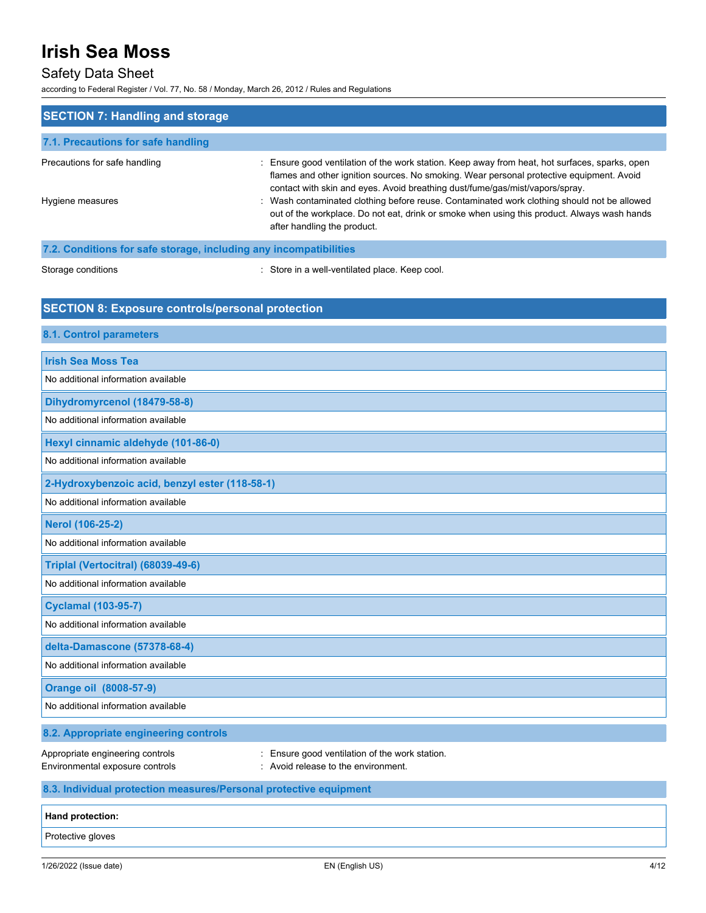## SECTION 7: Handling and storage

### 7.1. Precautions for safe handling

Precautions for safe handling : Ensure good ventilation of the work station. Keep away from heat, hot surfaces, sparks, open flames and other ignition sources. No smoking. Wear personal protective equipment. Avoid contact with skin and eyes. Avoid breathing dust/fume/gas/mist/vapors/spray.

Hygiene measures : Wash contaminated clothing before reuse. Contaminated work clothing should not be allowed out of the workplace. Do not eat, drink or smoke when using this product. Always wash hands after handling the product.

### 7.2. Conditions for safe storage, including any incompatibilities

Storage conditions : Store in a well-ventilated place. Keep cool.

## SECTION 8: Exposure controls/personal protection

### 8.1. Control parameters

| Irish Sea Moss Tea |
|---|
| No additional information available |

| Dihydromyrcenol (18479-58-8) |
|---|
| No additional information available |

| Hexyl cinnamic aldehyde (101-86-0) |
|---|
| No additional information available |

| 2-Hydroxybenzoic acid, benzyl ester (118-58-1) |
|---|
| No additional information available |

| Nerol (106-25-2) |
|---|
| No additional information available |

| Triplal (Vertocitral) (68039-49-6) |
|---|
| No additional information available |

| Cyclamal (103-95-7) |
|---|
| No additional information available |

| delta-Damascone (57378-68-4) |
|---|
| No additional information available |

| Orange oil (8008-57-9) |
|---|
| No additional information available |

### 8.2. Appropriate engineering controls

Appropriate engineering controls : Ensure good ventilation of the work station.

Environmental exposure controls : Avoid release to the environment.

### 8.3. Individual protection measures/Personal protective equipment

| **Hand protection:** |
|---|
| Protective gloves |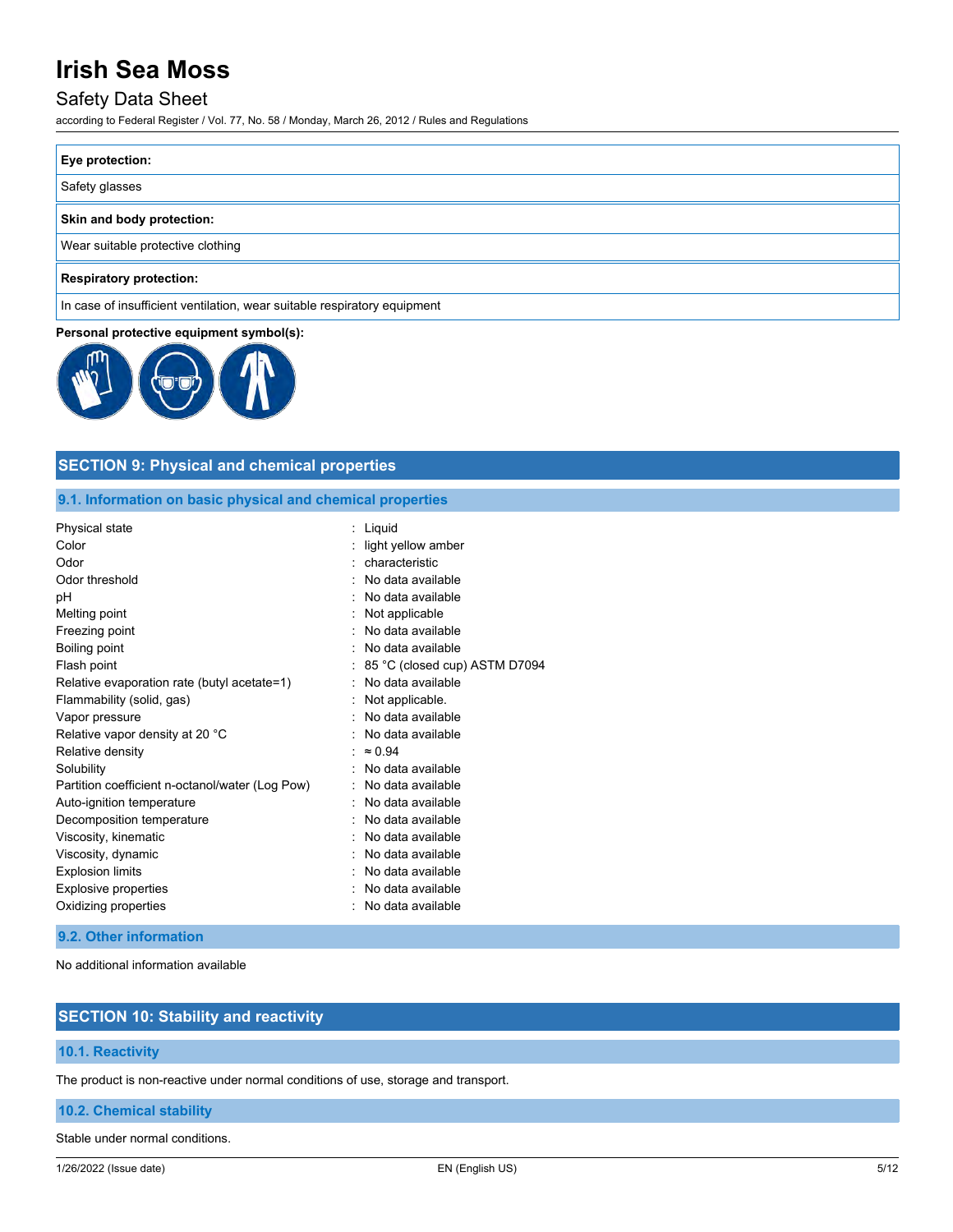| Eye protection: |
| --- |
| Safety glasses |

| Skin and body protection: |
| --- |
| Wear suitable protective clothing |

| Respiratory protection: |
| --- |
| In case of insufficient ventilation, wear suitable respiratory equipment |

**Personal protective equipment symbol(s):**

## SECTION 9: Physical and chemical properties

### 9.1. Information on basic physical and chemical properties

| | |
| --- | --- |
| Physical state | : Liquid |
| Color | : light yellow amber |
| Odor | : characteristic |
| Odor threshold | : No data available |
| pH | : No data available |
| Melting point | : Not applicable |
| Freezing point | : No data available |
| Boiling point | : No data available |
| Flash point | : 85 °C (closed cup) ASTM D7094 |
| Relative evaporation rate (butyl acetate=1) | : No data available |
| Flammability (solid, gas) | : Not applicable. |
| Vapor pressure | : No data available |
| Relative vapor density at 20 °C | : No data available |
| Relative density | : ≈ 0.94 |
| Solubility | : No data available |
| Partition coefficient n-octanol/water (Log Pow) | : No data available |
| Auto-ignition temperature | : No data available |
| Decomposition temperature | : No data available |
| Viscosity, kinematic | : No data available |
| Viscosity, dynamic | : No data available |
| Explosion limits | : No data available |
| Explosive properties | : No data available |
| Oxidizing properties | : No data available |

### 9.2. Other information

No additional information available

## SECTION 10: Stability and reactivity

### 10.1. Reactivity

The product is non-reactive under normal conditions of use, storage and transport.

### 10.2. Chemical stability

Stable under normal conditions.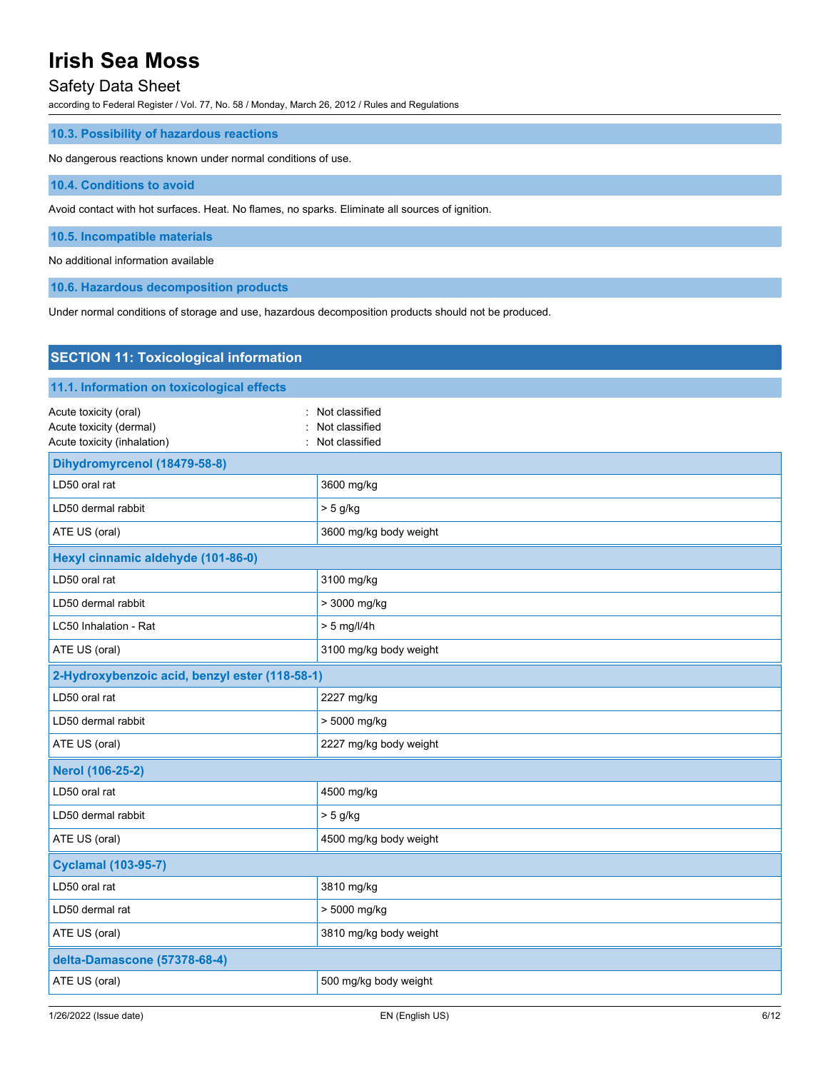### 10.3. Possibility of hazardous reactions

No dangerous reactions known under normal conditions of use.

### 10.4. Conditions to avoid

Avoid contact with hot surfaces. Heat. No flames, no sparks. Eliminate all sources of ignition.

### 10.5. Incompatible materials

No additional information available

### 10.6. Hazardous decomposition products

Under normal conditions of storage and use, hazardous decomposition products should not be produced.

## SECTION 11: Toxicological information

### 11.1. Information on toxicological effects

Acute toxicity (oral) : Not classified
Acute toxicity (dermal) : Not classified
Acute toxicity (inhalation) : Not classified

| Dihydromyrcenol (18479-58-8) | |
|---|---|
| LD50 oral rat | 3600 mg/kg |
| LD50 dermal rabbit | > 5 g/kg |
| ATE US (oral) | 3600 mg/kg body weight |

| Hexyl cinnamic aldehyde (101-86-0) | |
|---|---|
| LD50 oral rat | 3100 mg/kg |
| LD50 dermal rabbit | > 3000 mg/kg |
| LC50 Inhalation - Rat | > 5 mg/l/4h |
| ATE US (oral) | 3100 mg/kg body weight |

| 2-Hydroxybenzoic acid, benzyl ester (118-58-1) | |
|---|---|
| LD50 oral rat | 2227 mg/kg |
| LD50 dermal rabbit | > 5000 mg/kg |
| ATE US (oral) | 2227 mg/kg body weight |

| Nerol (106-25-2) | |
|---|---|
| LD50 oral rat | 4500 mg/kg |
| LD50 dermal rabbit | > 5 g/kg |
| ATE US (oral) | 4500 mg/kg body weight |

| Cyclamal (103-95-7) | |
|---|---|
| LD50 oral rat | 3810 mg/kg |
| LD50 dermal rat | > 5000 mg/kg |
| ATE US (oral) | 3810 mg/kg body weight |

| delta-Damascone (57378-68-4) | |
|---|---|
| ATE US (oral) | 500 mg/kg body weight |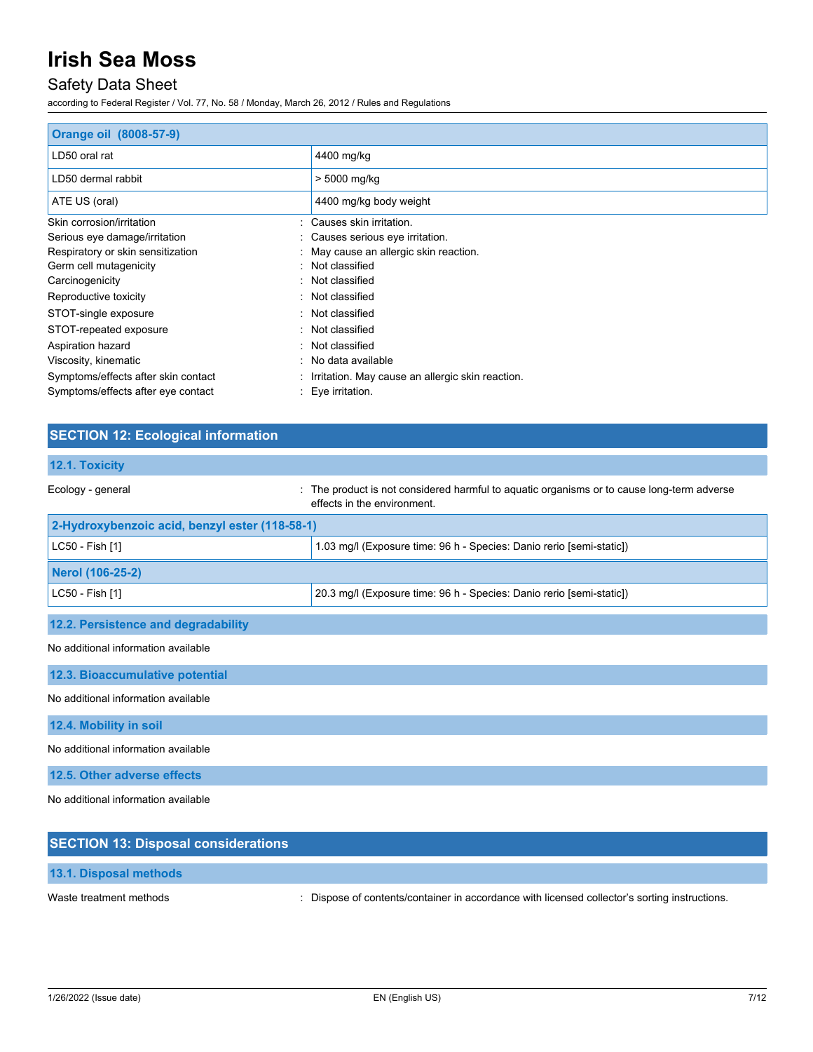| Orange oil (8008-57-9) | |
|---|---|
| LD50 oral rat | 4400 mg/kg |
| LD50 dermal rabbit | > 5000 mg/kg |
| ATE US (oral) | 4400 mg/kg body weight |

Skin corrosion/irritation : Causes skin irritation.

Serious eye damage/irritation : Causes serious eye irritation.

Respiratory or skin sensitization : May cause an allergic skin reaction.

Germ cell mutagenicity : Not classified

Carcinogenicity : Not classified

Reproductive toxicity : Not classified

STOT-single exposure : Not classified

STOT-repeated exposure : Not classified

Aspiration hazard : Not classified

Viscosity, kinematic : No data available

Symptoms/effects after skin contact : Irritation. May cause an allergic skin reaction.

Symptoms/effects after eye contact : Eye irritation.

## SECTION 12: Ecological information

### 12.1. Toxicity

Ecology - general : The product is not considered harmful to aquatic organisms or to cause long-term adverse effects in the environment.

| 2-Hydroxybenzoic acid, benzyl ester (118-58-1) | |
|---|---|
| LC50 - Fish [1] | 1.03 mg/l (Exposure time: 96 h - Species: Danio rerio [semi-static]) |

| Nerol (106-25-2) | |
|---|---|
| LC50 - Fish [1] | 20.3 mg/l (Exposure time: 96 h - Species: Danio rerio [semi-static]) |

### 12.2. Persistence and degradability

No additional information available

### 12.3. Bioaccumulative potential

No additional information available

### 12.4. Mobility in soil

No additional information available

### 12.5. Other adverse effects

No additional information available

## SECTION 13: Disposal considerations

### 13.1. Disposal methods

Waste treatment methods : Dispose of contents/container in accordance with licensed collector's sorting instructions.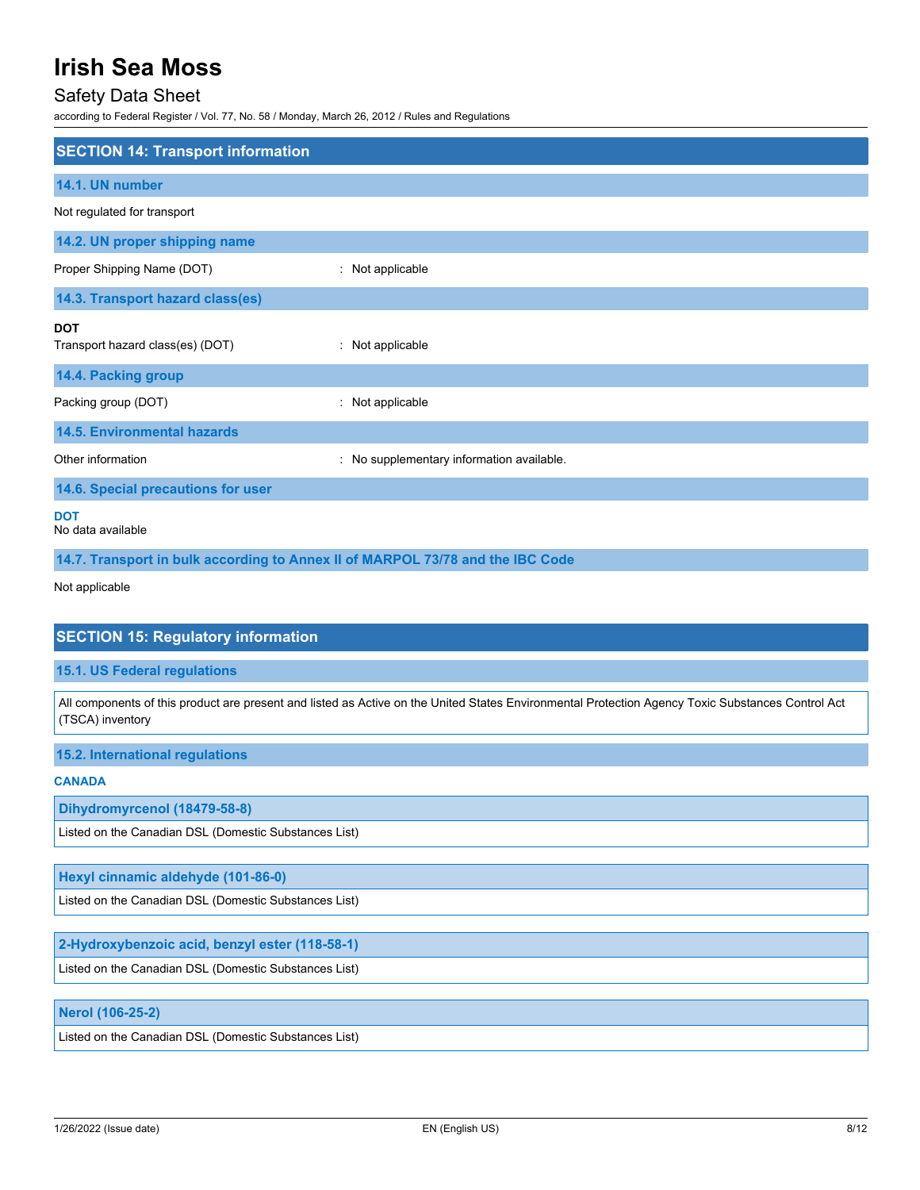## SECTION 14: Transport information

### 14.1. UN number

Not regulated for transport

### 14.2. UN proper shipping name

Proper Shipping Name (DOT) : Not applicable

### 14.3. Transport hazard class(es)

**DOT**

Transport hazard class(es) (DOT) : Not applicable

### 14.4. Packing group

Packing group (DOT) : Not applicable

### 14.5. Environmental hazards

Other information : No supplementary information available.

### 14.6. Special precautions for user

**DOT**

No data available

### 14.7. Transport in bulk according to Annex II of MARPOL 73/78 and the IBC Code

Not applicable

## SECTION 15: Regulatory information

### 15.1. US Federal regulations

All components of this product are present and listed as Active on the United States Environmental Protection Agency Toxic Substances Control Act (TSCA) inventory

### 15.2. International regulations

**CANADA**

| Dihydromyrcenol (18479-58-8) |
|---|
| Listed on the Canadian DSL (Domestic Substances List) |

| Hexyl cinnamic aldehyde (101-86-0) |
|---|
| Listed on the Canadian DSL (Domestic Substances List) |

| 2-Hydroxybenzoic acid, benzyl ester (118-58-1) |
|---|
| Listed on the Canadian DSL (Domestic Substances List) |

| Nerol (106-25-2) |
|---|
| Listed on the Canadian DSL (Domestic Substances List) |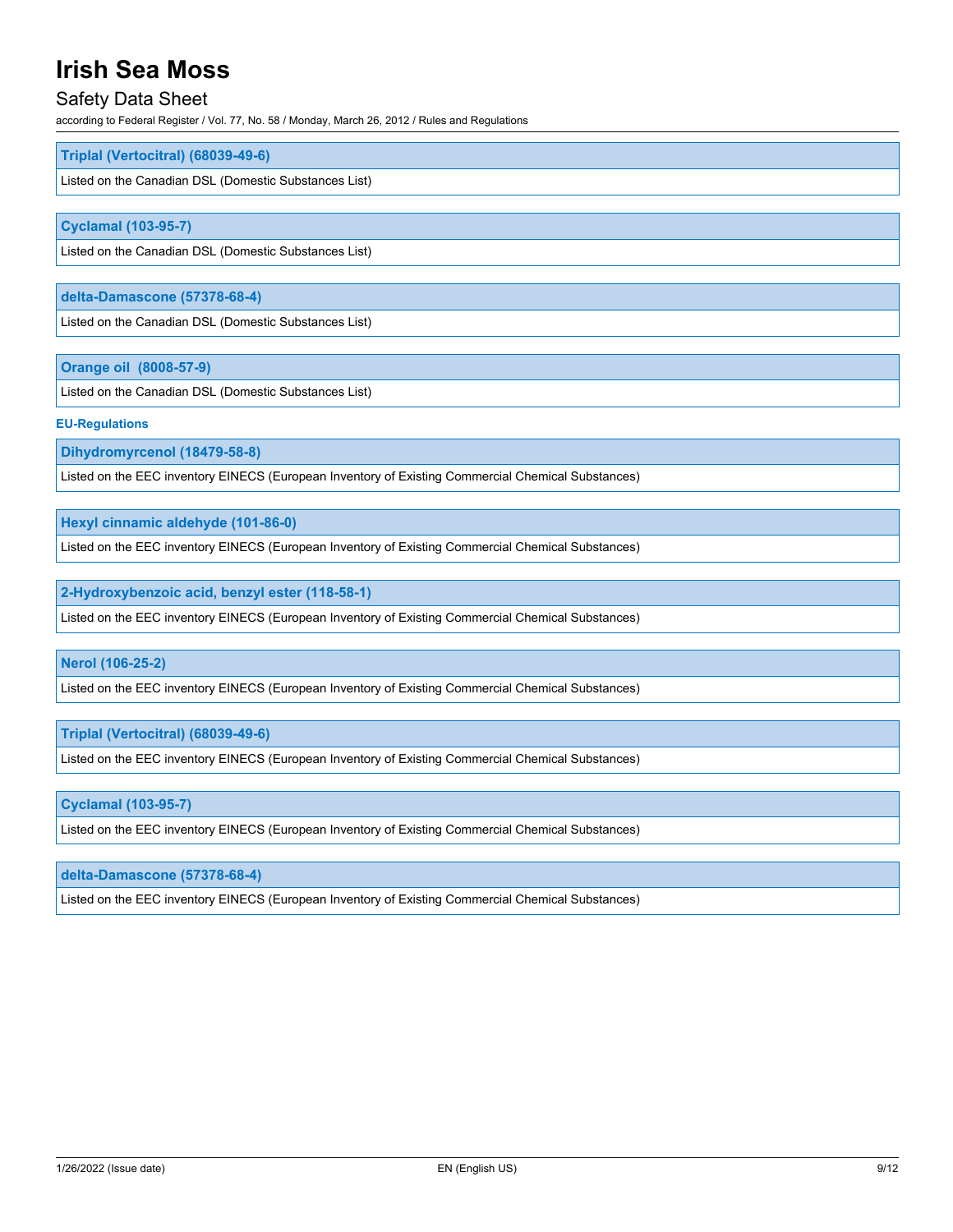| Triplal (Vertocitral) (68039-49-6) |
| --- |
| Listed on the Canadian DSL (Domestic Substances List) |

| Cyclamal (103-95-7) |
| --- |
| Listed on the Canadian DSL (Domestic Substances List) |

| delta-Damascone (57378-68-4) |
| --- |
| Listed on the Canadian DSL (Domestic Substances List) |

| Orange oil (8008-57-9) |
| --- |
| Listed on the Canadian DSL (Domestic Substances List) |

**EU-Regulations**

| Dihydromyrcenol (18479-58-8) |
| --- |
| Listed on the EEC inventory EINECS (European Inventory of Existing Commercial Chemical Substances) |

| Hexyl cinnamic aldehyde (101-86-0) |
| --- |
| Listed on the EEC inventory EINECS (European Inventory of Existing Commercial Chemical Substances) |

| 2-Hydroxybenzoic acid, benzyl ester (118-58-1) |
| --- |
| Listed on the EEC inventory EINECS (European Inventory of Existing Commercial Chemical Substances) |

| Nerol (106-25-2) |
| --- |
| Listed on the EEC inventory EINECS (European Inventory of Existing Commercial Chemical Substances) |

| Triplal (Vertocitral) (68039-49-6) |
| --- |
| Listed on the EEC inventory EINECS (European Inventory of Existing Commercial Chemical Substances) |

| Cyclamal (103-95-7) |
| --- |
| Listed on the EEC inventory EINECS (European Inventory of Existing Commercial Chemical Substances) |

| delta-Damascone (57378-68-4) |
| --- |
| Listed on the EEC inventory EINECS (European Inventory of Existing Commercial Chemical Substances) |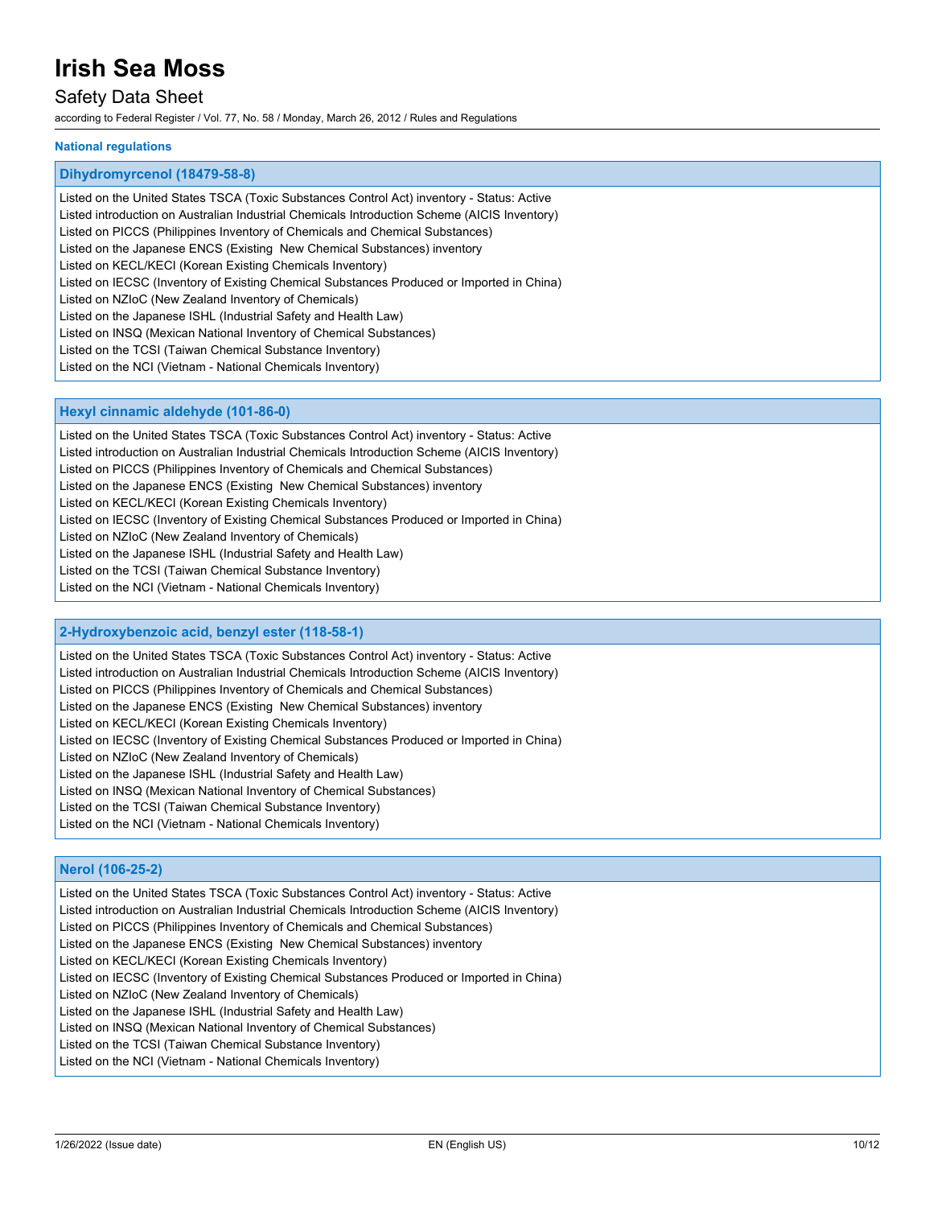#### National regulations

**Dihydromyrcenol (18479-58-8)**

Listed on the United States TSCA (Toxic Substances Control Act) inventory - Status: Active
Listed introduction on Australian Industrial Chemicals Introduction Scheme (AICIS Inventory)
Listed on PICCS (Philippines Inventory of Chemicals and Chemical Substances)
Listed on the Japanese ENCS (Existing New Chemical Substances) inventory
Listed on KECL/KECI (Korean Existing Chemicals Inventory)
Listed on IECSC (Inventory of Existing Chemical Substances Produced or Imported in China)
Listed on NZIoC (New Zealand Inventory of Chemicals)
Listed on the Japanese ISHL (Industrial Safety and Health Law)
Listed on INSQ (Mexican National Inventory of Chemical Substances)
Listed on the TCSI (Taiwan Chemical Substance Inventory)
Listed on the NCI (Vietnam - National Chemicals Inventory)

**Hexyl cinnamic aldehyde (101-86-0)**

Listed on the United States TSCA (Toxic Substances Control Act) inventory - Status: Active
Listed introduction on Australian Industrial Chemicals Introduction Scheme (AICIS Inventory)
Listed on PICCS (Philippines Inventory of Chemicals and Chemical Substances)
Listed on the Japanese ENCS (Existing New Chemical Substances) inventory
Listed on KECL/KECI (Korean Existing Chemicals Inventory)
Listed on IECSC (Inventory of Existing Chemical Substances Produced or Imported in China)
Listed on NZIoC (New Zealand Inventory of Chemicals)
Listed on the Japanese ISHL (Industrial Safety and Health Law)
Listed on the TCSI (Taiwan Chemical Substance Inventory)
Listed on the NCI (Vietnam - National Chemicals Inventory)

**2-Hydroxybenzoic acid, benzyl ester (118-58-1)**

Listed on the United States TSCA (Toxic Substances Control Act) inventory - Status: Active
Listed introduction on Australian Industrial Chemicals Introduction Scheme (AICIS Inventory)
Listed on PICCS (Philippines Inventory of Chemicals and Chemical Substances)
Listed on the Japanese ENCS (Existing New Chemical Substances) inventory
Listed on KECL/KECI (Korean Existing Chemicals Inventory)
Listed on IECSC (Inventory of Existing Chemical Substances Produced or Imported in China)
Listed on NZIoC (New Zealand Inventory of Chemicals)
Listed on the Japanese ISHL (Industrial Safety and Health Law)
Listed on INSQ (Mexican National Inventory of Chemical Substances)
Listed on the TCSI (Taiwan Chemical Substance Inventory)
Listed on the NCI (Vietnam - National Chemicals Inventory)

**Nerol (106-25-2)**

Listed on the United States TSCA (Toxic Substances Control Act) inventory - Status: Active
Listed introduction on Australian Industrial Chemicals Introduction Scheme (AICIS Inventory)
Listed on PICCS (Philippines Inventory of Chemicals and Chemical Substances)
Listed on the Japanese ENCS (Existing New Chemical Substances) inventory
Listed on KECL/KECI (Korean Existing Chemicals Inventory)
Listed on IECSC (Inventory of Existing Chemical Substances Produced or Imported in China)
Listed on NZIoC (New Zealand Inventory of Chemicals)
Listed on the Japanese ISHL (Industrial Safety and Health Law)
Listed on INSQ (Mexican National Inventory of Chemical Substances)
Listed on the TCSI (Taiwan Chemical Substance Inventory)
Listed on the NCI (Vietnam - National Chemicals Inventory)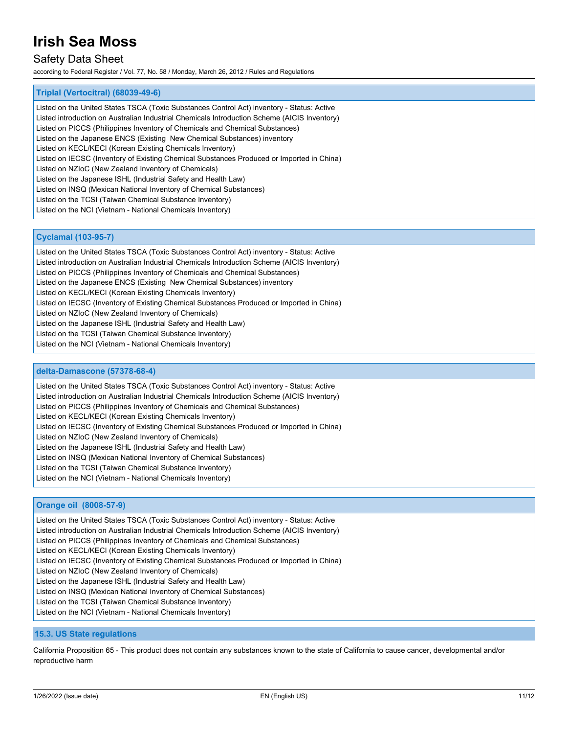### Triplal (Vertocitral) (68039-49-6)

Listed on the United States TSCA (Toxic Substances Control Act) inventory - Status: Active
Listed introduction on Australian Industrial Chemicals Introduction Scheme (AICIS Inventory)
Listed on PICCS (Philippines Inventory of Chemicals and Chemical Substances)
Listed on the Japanese ENCS (Existing New Chemical Substances) inventory
Listed on KECL/KECI (Korean Existing Chemicals Inventory)
Listed on IECSC (Inventory of Existing Chemical Substances Produced or Imported in China)
Listed on NZIoC (New Zealand Inventory of Chemicals)
Listed on the Japanese ISHL (Industrial Safety and Health Law)
Listed on INSQ (Mexican National Inventory of Chemical Substances)
Listed on the TCSI (Taiwan Chemical Substance Inventory)
Listed on the NCI (Vietnam - National Chemicals Inventory)

### Cyclamal (103-95-7)

Listed on the United States TSCA (Toxic Substances Control Act) inventory - Status: Active
Listed introduction on Australian Industrial Chemicals Introduction Scheme (AICIS Inventory)
Listed on PICCS (Philippines Inventory of Chemicals and Chemical Substances)
Listed on the Japanese ENCS (Existing New Chemical Substances) inventory
Listed on KECL/KECI (Korean Existing Chemicals Inventory)
Listed on IECSC (Inventory of Existing Chemical Substances Produced or Imported in China)
Listed on NZIoC (New Zealand Inventory of Chemicals)
Listed on the Japanese ISHL (Industrial Safety and Health Law)
Listed on the TCSI (Taiwan Chemical Substance Inventory)
Listed on the NCI (Vietnam - National Chemicals Inventory)

### delta-Damascone (57378-68-4)

Listed on the United States TSCA (Toxic Substances Control Act) inventory - Status: Active
Listed introduction on Australian Industrial Chemicals Introduction Scheme (AICIS Inventory)
Listed on PICCS (Philippines Inventory of Chemicals and Chemical Substances)
Listed on KECL/KECI (Korean Existing Chemicals Inventory)
Listed on IECSC (Inventory of Existing Chemical Substances Produced or Imported in China)
Listed on NZIoC (New Zealand Inventory of Chemicals)
Listed on the Japanese ISHL (Industrial Safety and Health Law)
Listed on INSQ (Mexican National Inventory of Chemical Substances)
Listed on the TCSI (Taiwan Chemical Substance Inventory)
Listed on the NCI (Vietnam - National Chemicals Inventory)

### Orange oil (8008-57-9)

Listed on the United States TSCA (Toxic Substances Control Act) inventory - Status: Active
Listed introduction on Australian Industrial Chemicals Introduction Scheme (AICIS Inventory)
Listed on PICCS (Philippines Inventory of Chemicals and Chemical Substances)
Listed on KECL/KECI (Korean Existing Chemicals Inventory)
Listed on IECSC (Inventory of Existing Chemical Substances Produced or Imported in China)
Listed on NZIoC (New Zealand Inventory of Chemicals)
Listed on the Japanese ISHL (Industrial Safety and Health Law)
Listed on INSQ (Mexican National Inventory of Chemical Substances)
Listed on the TCSI (Taiwan Chemical Substance Inventory)
Listed on the NCI (Vietnam - National Chemicals Inventory)

## 15.3. US State regulations

California Proposition 65 - This product does not contain any substances known to the state of California to cause cancer, developmental and/or reproductive harm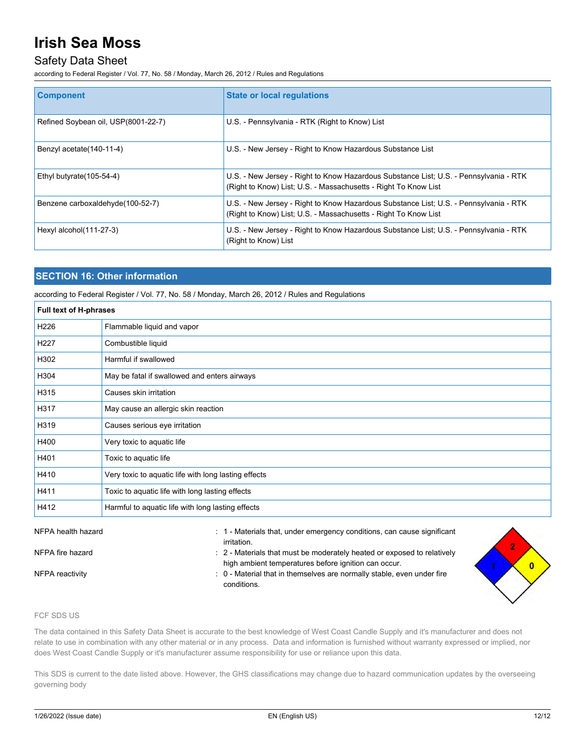| Component | State or local regulations |
| --- | --- |
| Refined Soybean oil, USP(8001-22-7) | U.S. - Pennsylvania - RTK (Right to Know) List |
| Benzyl acetate(140-11-4) | U.S. - New Jersey - Right to Know Hazardous Substance List |
| Ethyl butyrate(105-54-4) | U.S. - New Jersey - Right to Know Hazardous Substance List; U.S. - Pennsylvania - RTK (Right to Know) List; U.S. - Massachusetts - Right To Know List |
| Benzene carboxaldehyde(100-52-7) | U.S. - New Jersey - Right to Know Hazardous Substance List; U.S. - Pennsylvania - RTK (Right to Know) List; U.S. - Massachusetts - Right To Know List |
| Hexyl alcohol(111-27-3) | U.S. - New Jersey - Right to Know Hazardous Substance List; U.S. - Pennsylvania - RTK (Right to Know) List |

## SECTION 16: Other information

according to Federal Register / Vol. 77, No. 58 / Monday, March 26, 2012 / Rules and Regulations

| Full text of H-phrases | |
| --- | --- |
| H226 | Flammable liquid and vapor |
| H227 | Combustible liquid |
| H302 | Harmful if swallowed |
| H304 | May be fatal if swallowed and enters airways |
| H315 | Causes skin irritation |
| H317 | May cause an allergic skin reaction |
| H319 | Causes serious eye irritation |
| H400 | Very toxic to aquatic life |
| H401 | Toxic to aquatic life |
| H410 | Very toxic to aquatic life with long lasting effects |
| H411 | Toxic to aquatic life with long lasting effects |
| H412 | Harmful to aquatic life with long lasting effects |

NFPA health hazard : 1 - Materials that, under emergency conditions, can cause significant irritation.

NFPA fire hazard : 2 - Materials that must be moderately heated or exposed to relatively high ambient temperatures before ignition can occur.

NFPA reactivity : 0 - Material that in themselves are normally stable, even under fire conditions.

2
1
0

FCF SDS US

The data contained in this Safety Data Sheet is accurate to the best knowledge of West Coast Candle Supply and it's manufacturer and does not relate to use in combination with any other material or in any process. Data and information is furnished without warranty expressed or implied, nor does West Coast Candle Supply or it's manufacturer assume responsibility for use or reliance upon this data.

This SDS is current to the date listed above. However, the GHS classifications may change due to hazard communication updates by the overseeing governing body